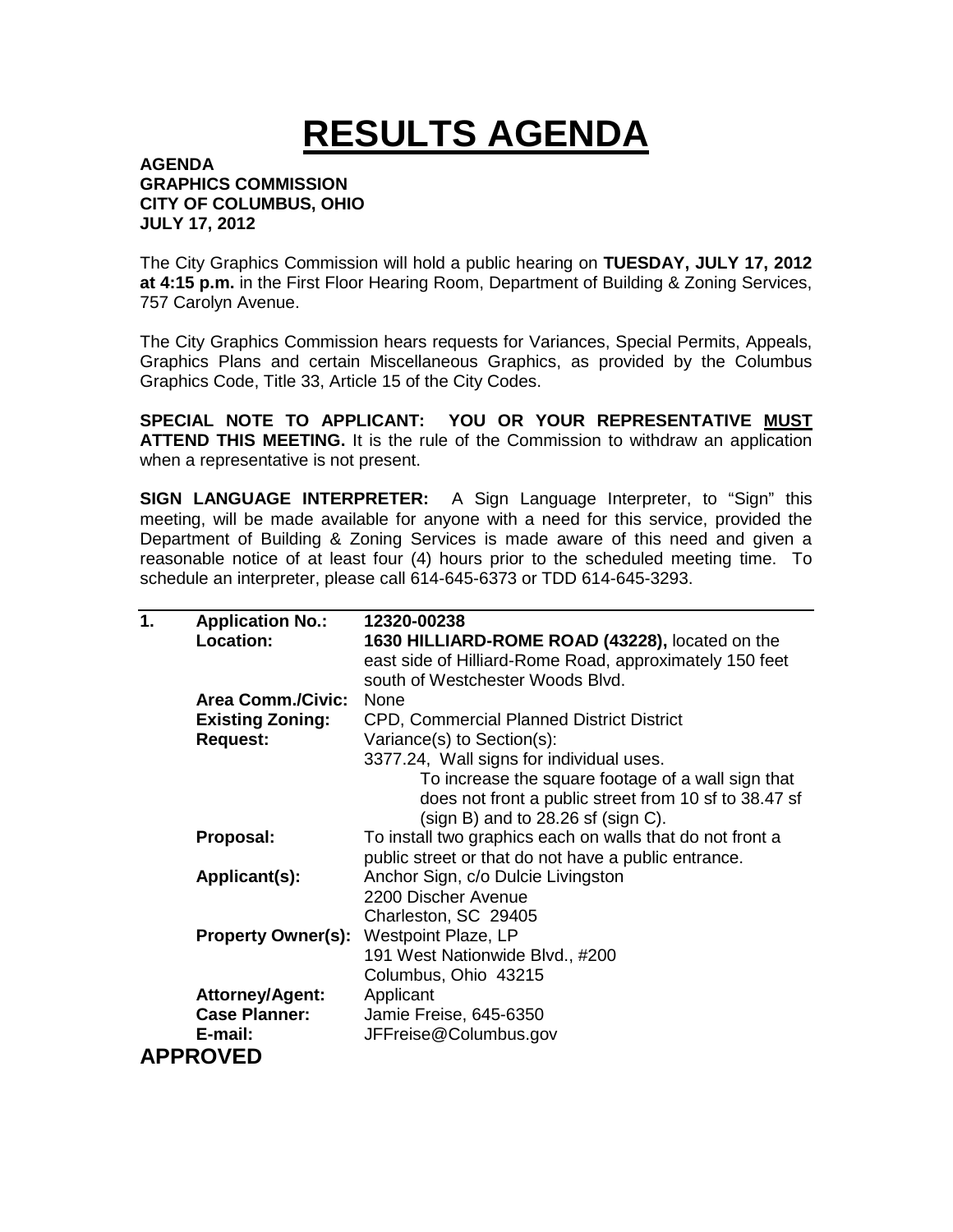# RESULTS AGENDA

**AGENDA**
**GRAPHICS COMMISSION**
**CITY OF COLUMBUS, OHIO**
**JULY 17, 2012**

The City Graphics Commission will hold a public hearing on **TUESDAY, JULY 17, 2012 at 4:15 p.m.** in the First Floor Hearing Room, Department of Building & Zoning Services, 757 Carolyn Avenue.

The City Graphics Commission hears requests for Variances, Special Permits, Appeals, Graphics Plans and certain Miscellaneous Graphics, as provided by the Columbus Graphics Code, Title 33, Article 15 of the City Codes.

**SPECIAL NOTE TO APPLICANT: YOU OR YOUR REPRESENTATIVE MUST ATTEND THIS MEETING.** It is the rule of the Commission to withdraw an application when a representative is not present.

**SIGN LANGUAGE INTERPRETER:** A Sign Language Interpreter, to "Sign" this meeting, will be made available for anyone with a need for this service, provided the Department of Building & Zoning Services is made aware of this need and given a reasonable notice of at least four (4) hours prior to the scheduled meeting time. To schedule an interpreter, please call 614-645-6373 or TDD 614-645-3293.

---

**1.** **Application No.:** **12320-00238**

**Location:** **1630 HILLIARD-ROME ROAD (43228),** located on the east side of Hilliard-Rome Road, approximately 150 feet south of Westchester Woods Blvd.

**Area Comm./Civic:** None

**Existing Zoning:** CPD, Commercial Planned District District

**Request:** Variance(s) to Section(s):
3377.24, Wall signs for individual uses.
To increase the square footage of a wall sign that does not front a public street from 10 sf to 38.47 sf (sign B) and to 28.26 sf (sign C).

**Proposal:** To install two graphics each on walls that do not front a public street or that do not have a public entrance.

**Applicant(s):** Anchor Sign, c/o Dulcie Livingston
2200 Discher Avenue
Charleston, SC 29405

**Property Owner(s):** Westpoint Plaze, LP
191 West Nationwide Blvd., #200
Columbus, Ohio 43215

**Attorney/Agent:** Applicant

**Case Planner:** Jamie Freise, 645-6350

**E-mail:** JFFreise@Columbus.gov

**APPROVED**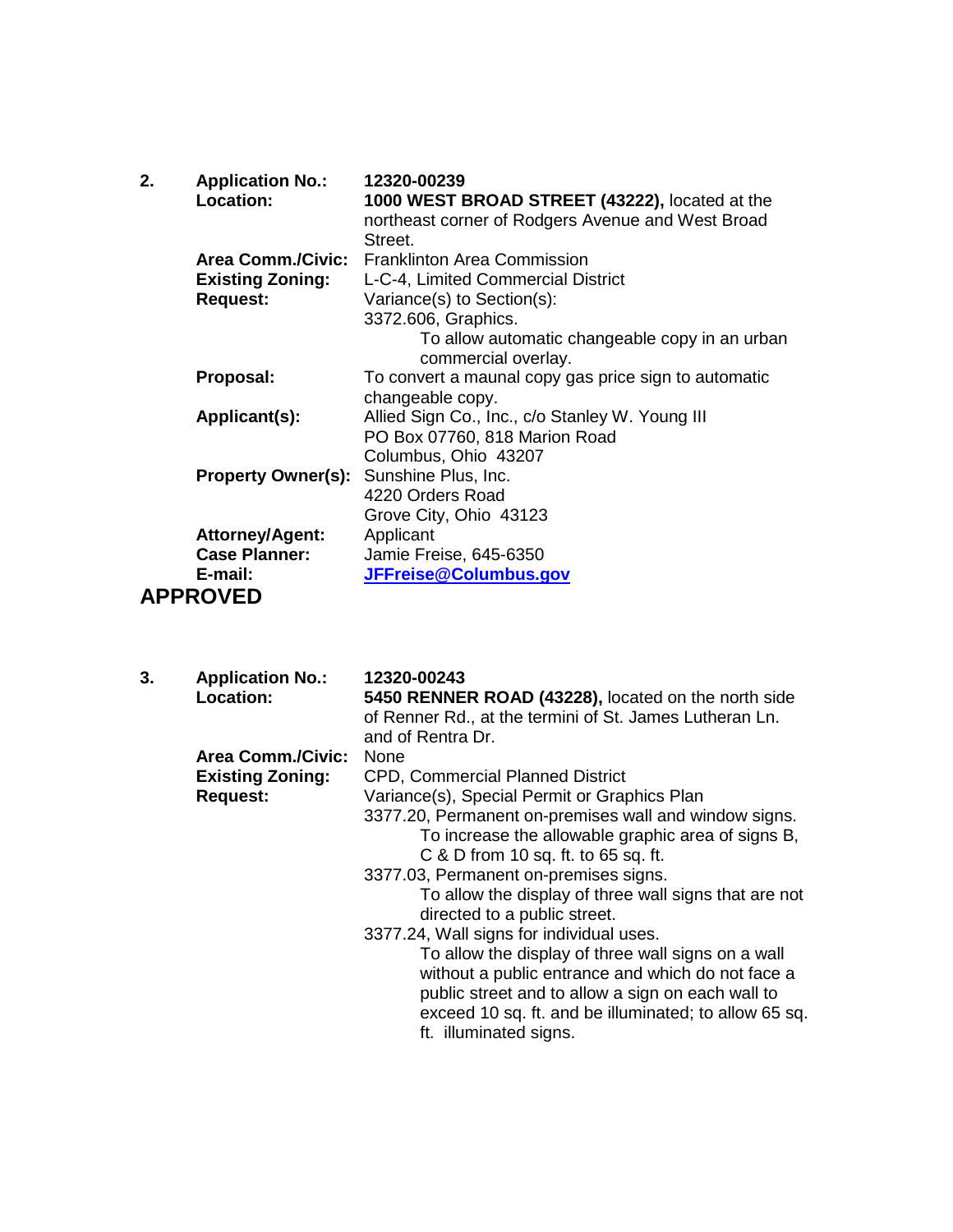**2.** **Application No.:** **12320-00239**

**Location:** **1000 WEST BROAD STREET (43222),** located at the northeast corner of Rodgers Avenue and West Broad Street.

**Area Comm./Civic:** Franklinton Area Commission

**Existing Zoning:** L-C-4, Limited Commercial District

**Request:** Variance(s) to Section(s):

3372.606, Graphics.

To allow automatic changeable copy in an urban commercial overlay.

**Proposal:** To convert a maunal copy gas price sign to automatic changeable copy.

**Applicant(s):** Allied Sign Co., Inc., c/o Stanley W. Young III
PO Box 07760, 818 Marion Road
Columbus, Ohio 43207

**Property Owner(s):** Sunshine Plus, Inc.
4220 Orders Road
Grove City, Ohio 43123

**Attorney/Agent:** Applicant

**Case Planner:** Jamie Freise, 645-6350

**E-mail:** **JFFreise@Columbus.gov**

**APPROVED**

**3.** **Application No.:** **12320-00243**

**Location:** **5450 RENNER ROAD (43228),** located on the north side of Renner Rd., at the termini of St. James Lutheran Ln. and of Rentra Dr.

**Area Comm./Civic:** None

**Existing Zoning:** CPD, Commercial Planned District

**Request:** Variance(s), Special Permit or Graphics Plan

3377.20, Permanent on-premises wall and window signs.

To increase the allowable graphic area of signs B, C & D from 10 sq. ft. to 65 sq. ft.

3377.03, Permanent on-premises signs.

To allow the display of three wall signs that are not directed to a public street.

3377.24, Wall signs for individual uses.

To allow the display of three wall signs on a wall without a public entrance and which do not face a public street and to allow a sign on each wall to exceed 10 sq. ft. and be illuminated; to allow 65 sq. ft. illuminated signs.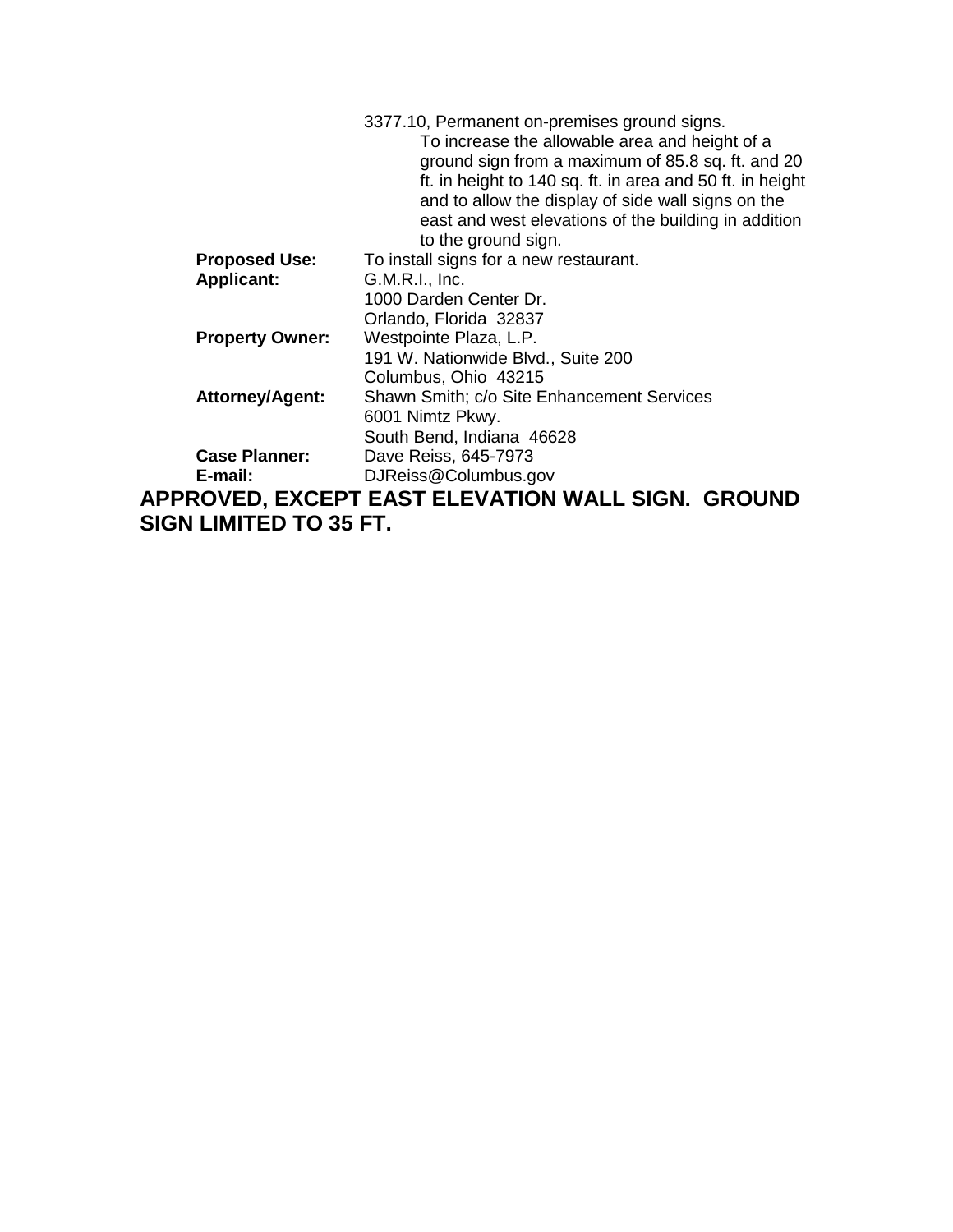3377.10, Permanent on-premises ground signs.

To increase the allowable area and height of a ground sign from a maximum of 85.8 sq. ft. and 20 ft. in height to 140 sq. ft. in area and 50 ft. in height and to allow the display of side wall signs on the east and west elevations of the building in addition to the ground sign.

**Proposed Use:** To install signs for a new restaurant.

**Applicant:** G.M.R.I., Inc.
1000 Darden Center Dr.
Orlando, Florida 32837

**Property Owner:** Westpointe Plaza, L.P.
191 W. Nationwide Blvd., Suite 200
Columbus, Ohio 43215

**Attorney/Agent:** Shawn Smith; c/o Site Enhancement Services
6001 Nimtz Pkwy.
South Bend, Indiana 46628

**Case Planner:** Dave Reiss, 645-7973

**E-mail:** DJReiss@Columbus.gov

**APPROVED, EXCEPT EAST ELEVATION WALL SIGN. GROUND SIGN LIMITED TO 35 FT.**